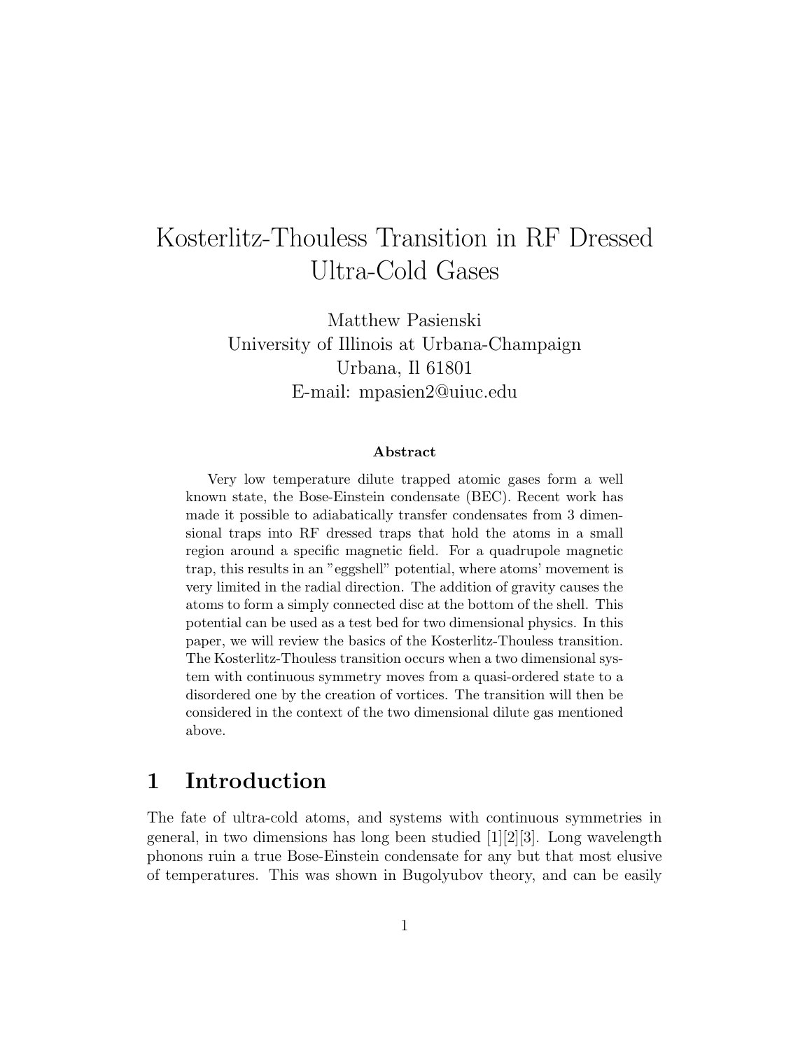# Kosterlitz-Thouless Transition in RF Dressed Ultra-Cold Gases

Matthew Pasienski
University of Illinois at Urbana-Champaign
Urbana, Il 61801
E-mail: mpasien2@uiuc.edu

### Abstract

Very low temperature dilute trapped atomic gases form a well known state, the Bose-Einstein condensate (BEC). Recent work has made it possible to adiabatically transfer condensates from 3 dimensional traps into RF dressed traps that hold the atoms in a small region around a specific magnetic field. For a quadrupole magnetic trap, this results in an "eggshell" potential, where atoms' movement is very limited in the radial direction. The addition of gravity causes the atoms to form a simply connected disc at the bottom of the shell. This potential can be used as a test bed for two dimensional physics. In this paper, we will review the basics of the Kosterlitz-Thouless transition. The Kosterlitz-Thouless transition occurs when a two dimensional system with continuous symmetry moves from a quasi-ordered state to a disordered one by the creation of vortices. The transition will then be considered in the context of the two dimensional dilute gas mentioned above.

## 1 Introduction

The fate of ultra-cold atoms, and systems with continuous symmetries in general, in two dimensions has long been studied [1][2][3]. Long wavelength phonons ruin a true Bose-Einstein condensate for any but that most elusive of temperatures. This was shown in Bugolyubov theory, and can be easily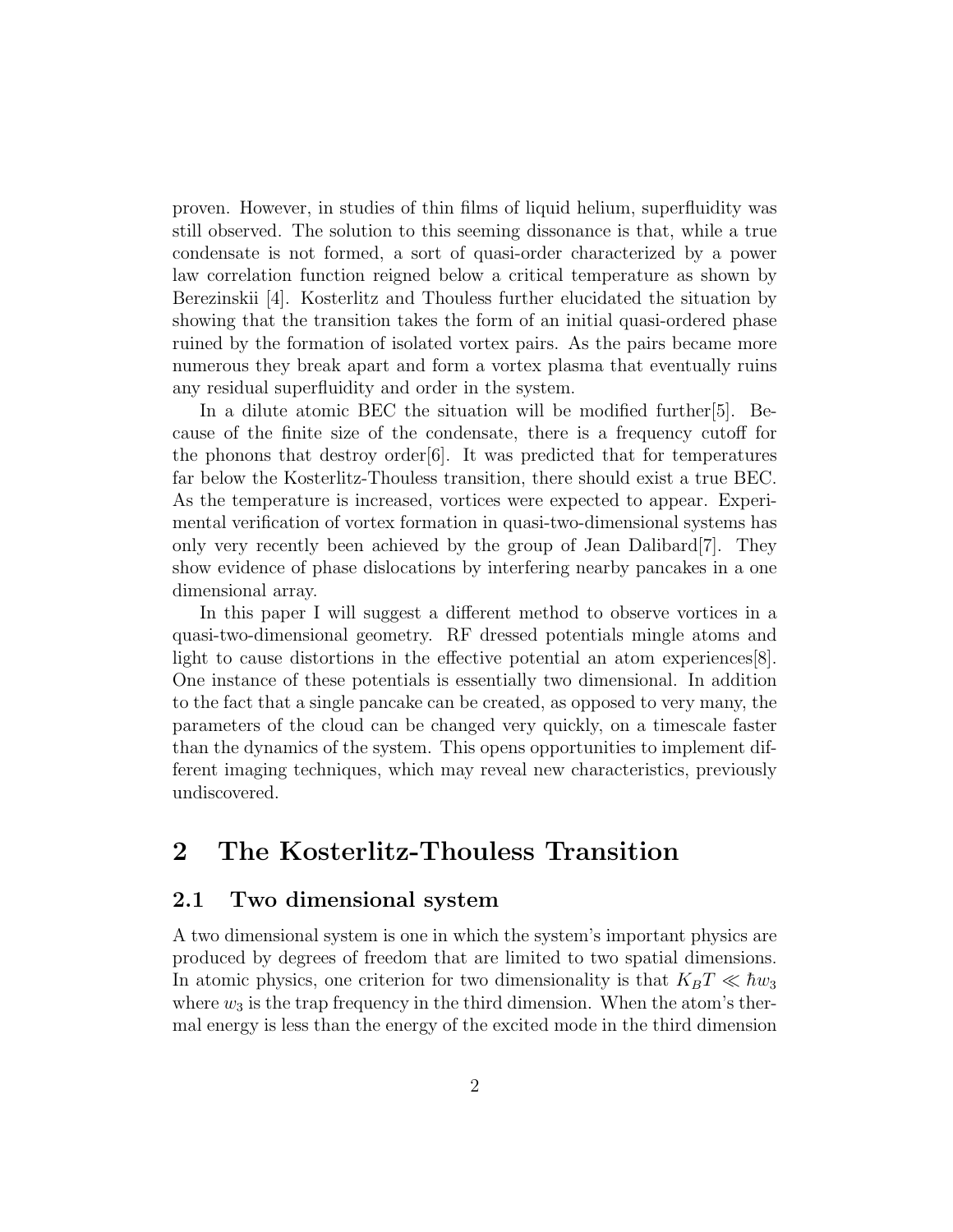proven. However, in studies of thin films of liquid helium, superfluidity was still observed. The solution to this seeming dissonance is that, while a true condensate is not formed, a sort of quasi-order characterized by a power law correlation function reigned below a critical temperature as shown by Berezinskii [4]. Kosterlitz and Thouless further elucidated the situation by showing that the transition takes the form of an initial quasi-ordered phase ruined by the formation of isolated vortex pairs. As the pairs became more numerous they break apart and form a vortex plasma that eventually ruins any residual superfluidity and order in the system.

In a dilute atomic BEC the situation will be modified further[5]. Because of the finite size of the condensate, there is a frequency cutoff for the phonons that destroy order[6]. It was predicted that for temperatures far below the Kosterlitz-Thouless transition, there should exist a true BEC. As the temperature is increased, vortices were expected to appear. Experimental verification of vortex formation in quasi-two-dimensional systems has only very recently been achieved by the group of Jean Dalibard[7]. They show evidence of phase dislocations by interfering nearby pancakes in a one dimensional array.

In this paper I will suggest a different method to observe vortices in a quasi-two-dimensional geometry. RF dressed potentials mingle atoms and light to cause distortions in the effective potential an atom experiences[8]. One instance of these potentials is essentially two dimensional. In addition to the fact that a single pancake can be created, as opposed to very many, the parameters of the cloud can be changed very quickly, on a timescale faster than the dynamics of the system. This opens opportunities to implement different imaging techniques, which may reveal new characteristics, previously undiscovered.

# 2 The Kosterlitz-Thouless Transition

## 2.1 Two dimensional system

A two dimensional system is one in which the system's important physics are produced by degrees of freedom that are limited to two spatial dimensions. In atomic physics, one criterion for two dimensionality is that $K_B T \ll \hbar w_3$ where $w_3$ is the trap frequency in the third dimension. When the atom's thermal energy is less than the energy of the excited mode in the third dimension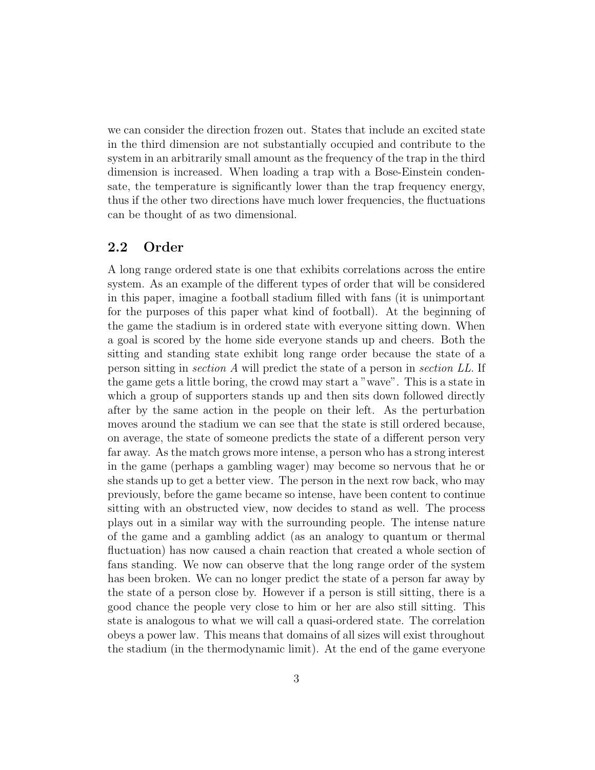we can consider the direction frozen out. States that include an excited state in the third dimension are not substantially occupied and contribute to the system in an arbitrarily small amount as the frequency of the trap in the third dimension is increased. When loading a trap with a Bose-Einstein condensate, the temperature is significantly lower than the trap frequency energy, thus if the other two directions have much lower frequencies, the fluctuations can be thought of as two dimensional.

## 2.2 Order

A long range ordered state is one that exhibits correlations across the entire system. As an example of the different types of order that will be considered in this paper, imagine a football stadium filled with fans (it is unimportant for the purposes of this paper what kind of football). At the beginning of the game the stadium is in ordered state with everyone sitting down. When a goal is scored by the home side everyone stands up and cheers. Both the sitting and standing state exhibit long range order because the state of a person sitting in *section A* will predict the state of a person in *section LL*. If the game gets a little boring, the crowd may start a "wave". This is a state in which a group of supporters stands up and then sits down followed directly after by the same action in the people on their left. As the perturbation moves around the stadium we can see that the state is still ordered because, on average, the state of someone predicts the state of a different person very far away. As the match grows more intense, a person who has a strong interest in the game (perhaps a gambling wager) may become so nervous that he or she stands up to get a better view. The person in the next row back, who may previously, before the game became so intense, have been content to continue sitting with an obstructed view, now decides to stand as well. The process plays out in a similar way with the surrounding people. The intense nature of the game and a gambling addict (as an analogy to quantum or thermal fluctuation) has now caused a chain reaction that created a whole section of fans standing. We now can observe that the long range order of the system has been broken. We can no longer predict the state of a person far away by the state of a person close by. However if a person is still sitting, there is a good chance the people very close to him or her are also still sitting. This state is analogous to what we will call a quasi-ordered state. The correlation obeys a power law. This means that domains of all sizes will exist throughout the stadium (in the thermodynamic limit). At the end of the game everyone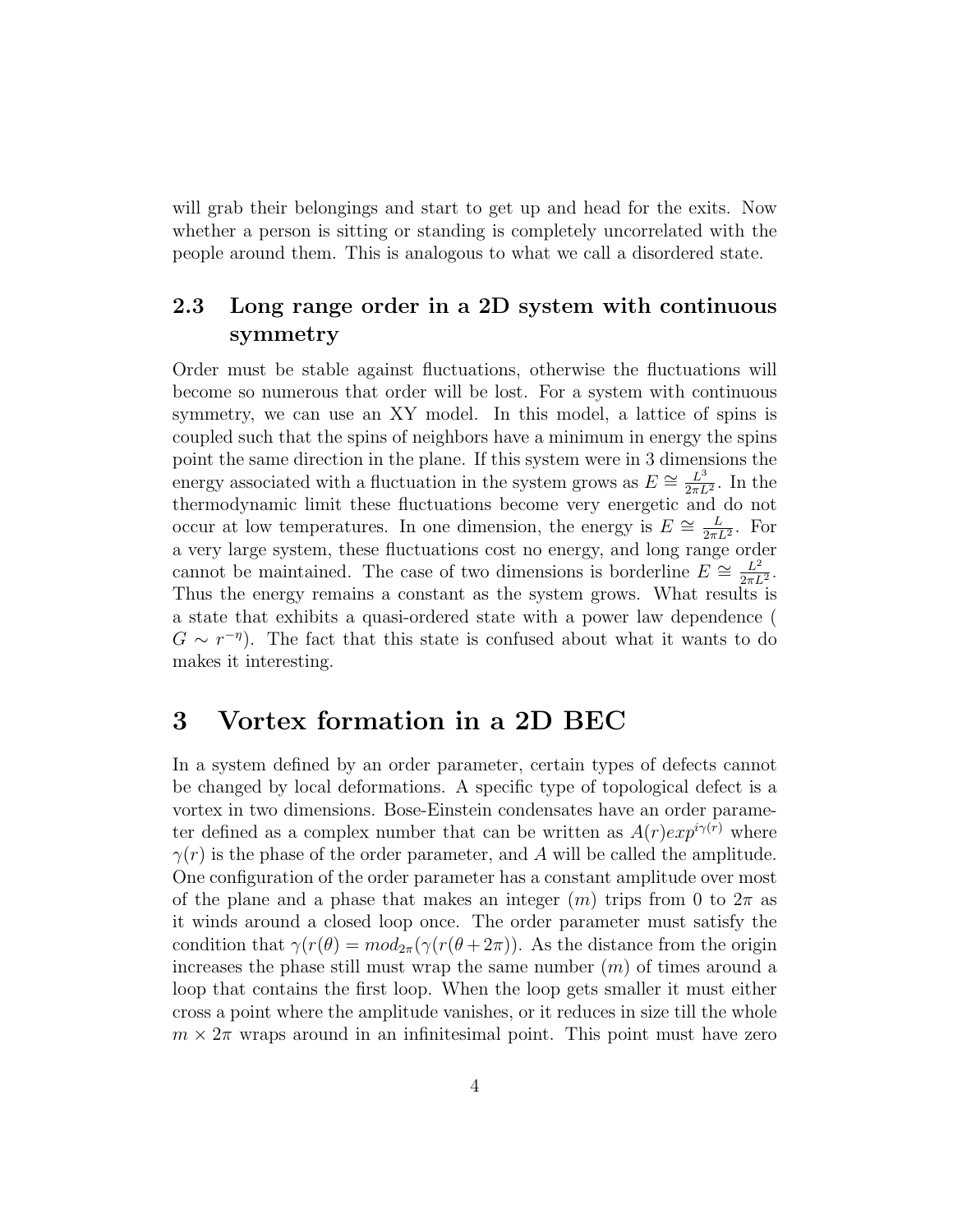will grab their belongings and start to get up and head for the exits. Now whether a person is sitting or standing is completely uncorrelated with the people around them. This is analogous to what we call a disordered state.

## 2.3 Long range order in a 2D system with continuous symmetry

Order must be stable against fluctuations, otherwise the fluctuations will become so numerous that order will be lost. For a system with continuous symmetry, we can use an XY model. In this model, a lattice of spins is coupled such that the spins of neighbors have a minimum in energy the spins point the same direction in the plane. If this system were in 3 dimensions the energy associated with a fluctuation in the system grows as $E \cong \frac{L^3}{2\pi L^2}$. In the thermodynamic limit these fluctuations become very energetic and do not occur at low temperatures. In one dimension, the energy is $E \cong \frac{L}{2\pi L^2}$. For a very large system, these fluctuations cost no energy, and long range order cannot be maintained. The case of two dimensions is borderline $E \cong \frac{L^2}{2\pi L^2}$. Thus the energy remains a constant as the system grows. What results is a state that exhibits a quasi-ordered state with a power law dependence ( $G \sim r^{-\eta}$). The fact that this state is confused about what it wants to do makes it interesting.

# 3 Vortex formation in a 2D BEC

In a system defined by an order parameter, certain types of defects cannot be changed by local deformations. A specific type of topological defect is a vortex in two dimensions. Bose-Einstein condensates have an order parameter defined as a complex number that can be written as $A(r)exp^{i\gamma(r)}$ where $\gamma(r)$ is the phase of the order parameter, and $A$ will be called the amplitude. One configuration of the order parameter has a constant amplitude over most of the plane and a phase that makes an integer ($m$) trips from 0 to $2\pi$ as it winds around a closed loop once. The order parameter must satisfy the condition that $\gamma(r(\theta) = mod_{2\pi}(\gamma(r(\theta + 2\pi))$. As the distance from the origin increases the phase still must wrap the same number ($m$) of times around a loop that contains the first loop. When the loop gets smaller it must either cross a point where the amplitude vanishes, or it reduces in size till the whole $m \times 2\pi$ wraps around in an infinitesimal point. This point must have zero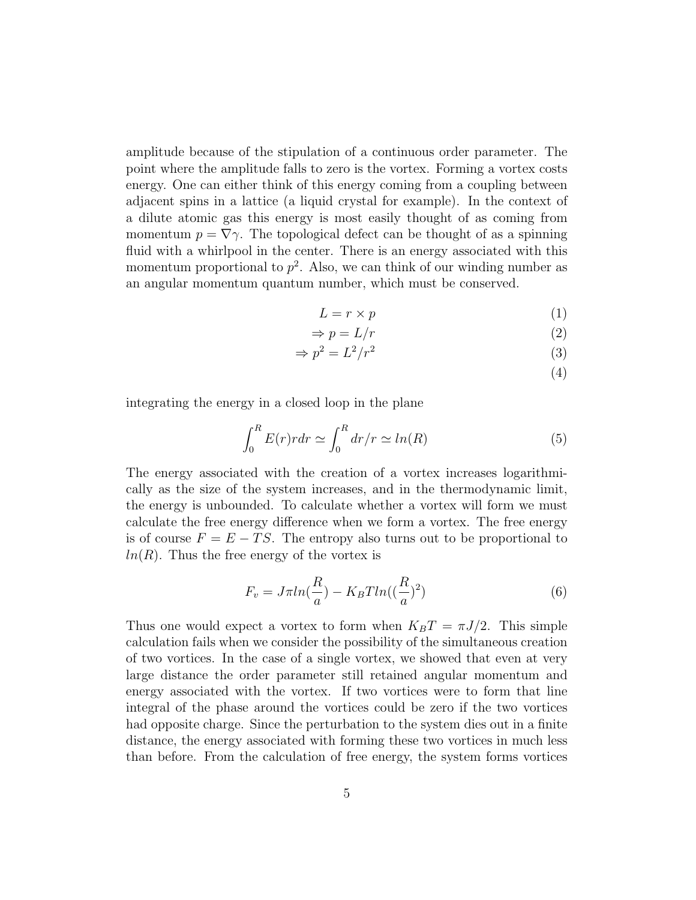amplitude because of the stipulation of a continuous order parameter. The point where the amplitude falls to zero is the vortex. Forming a vortex costs energy. One can either think of this energy coming from a coupling between adjacent spins in a lattice (a liquid crystal for example). In the context of a dilute atomic gas this energy is most easily thought of as coming from momentum $p = \nabla\gamma$. The topological defect can be thought of as a spinning fluid with a whirlpool in the center. There is an energy associated with this momentum proportional to $p^2$. Also, we can think of our winding number as an angular momentum quantum number, which must be conserved.

$$
\begin{aligned}
L &= r \times p && (1)\\
\Rightarrow p &= L/r && (2)\\
\Rightarrow p^2 &= L^2/r^2 && (3)\\
& && (4)
\end{aligned}
$$

integrating the energy in a closed loop in the plane

$$\int_0^R E(r)rdr \simeq \int_0^R dr/r \simeq ln(R) \tag{5}$$

The energy associated with the creation of a vortex increases logarithmically as the size of the system increases, and in the thermodynamic limit, the energy is unbounded. To calculate whether a vortex will form we must calculate the free energy difference when we form a vortex. The free energy is of course $F = E - TS$. The entropy also turns out to be proportional to $ln(R)$. Thus the free energy of the vortex is

$$F_v = J\pi ln(\frac{R}{a}) - K_B T ln((\frac{R}{a})^2) \tag{6}$$

Thus one would expect a vortex to form when $K_B T = \pi J/2$. This simple calculation fails when we consider the possibility of the simultaneous creation of two vortices. In the case of a single vortex, we showed that even at very large distance the order parameter still retained angular momentum and energy associated with the vortex. If two vortices were to form that line integral of the phase around the vortices could be zero if the two vortices had opposite charge. Since the perturbation to the system dies out in a finite distance, the energy associated with forming these two vortices in much less than before. From the calculation of free energy, the system forms vortices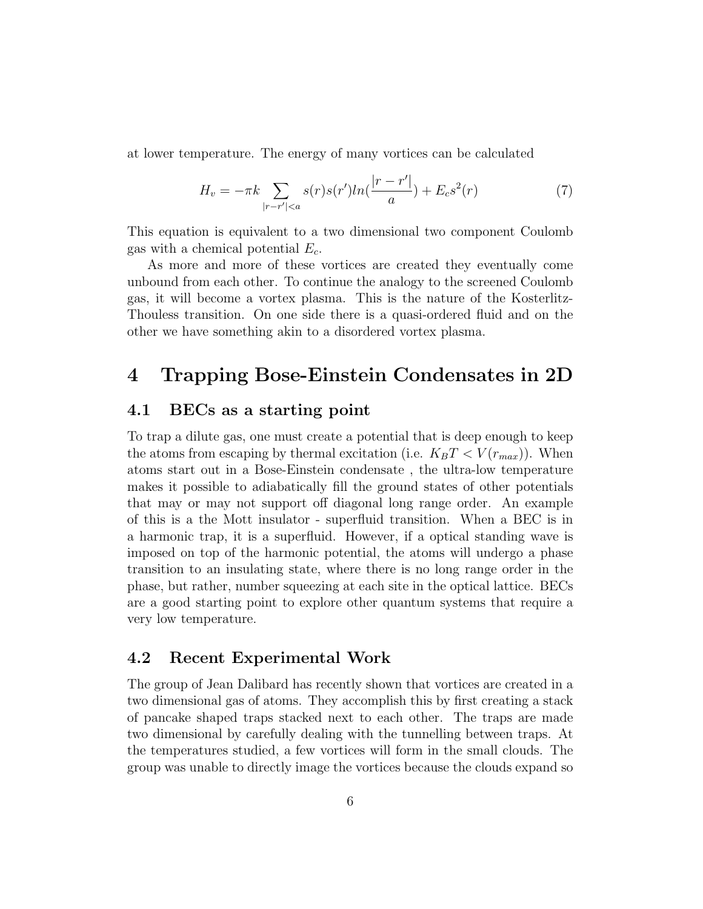at lower temperature. The energy of many vortices can be calculated

$$H_v = -\pi k \sum_{|r-r'|<a} s(r)s(r')ln(\frac{|r-r'|}{a}) + E_c s^2(r) \tag{7}$$

This equation is equivalent to a two dimensional two component Coulomb gas with a chemical potential $E_c$.

As more and more of these vortices are created they eventually come unbound from each other. To continue the analogy to the screened Coulomb gas, it will become a vortex plasma. This is the nature of the Kosterlitz-Thouless transition. On one side there is a quasi-ordered fluid and on the other we have something akin to a disordered vortex plasma.

# 4 Trapping Bose-Einstein Condensates in 2D

## 4.1 BECs as a starting point

To trap a dilute gas, one must create a potential that is deep enough to keep the atoms from escaping by thermal excitation (i.e. $K_B T < V(r_{max})$). When atoms start out in a Bose-Einstein condensate , the ultra-low temperature makes it possible to adiabatically fill the ground states of other potentials that may or may not support off diagonal long range order. An example of this is a the Mott insulator - superfluid transition. When a BEC is in a harmonic trap, it is a superfluid. However, if a optical standing wave is imposed on top of the harmonic potential, the atoms will undergo a phase transition to an insulating state, where there is no long range order in the phase, but rather, number squeezing at each site in the optical lattice. BECs are a good starting point to explore other quantum systems that require a very low temperature.

## 4.2 Recent Experimental Work

The group of Jean Dalibard has recently shown that vortices are created in a two dimensional gas of atoms. They accomplish this by first creating a stack of pancake shaped traps stacked next to each other. The traps are made two dimensional by carefully dealing with the tunnelling between traps. At the temperatures studied, a few vortices will form in the small clouds. The group was unable to directly image the vortices because the clouds expand so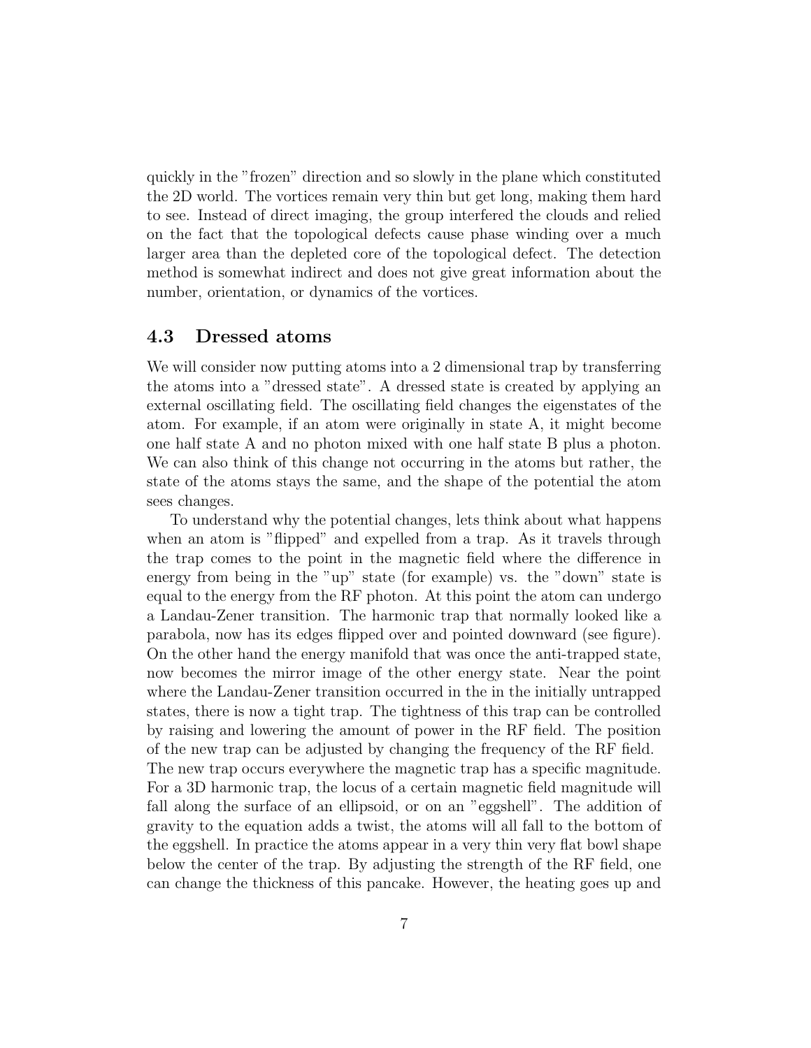quickly in the "frozen" direction and so slowly in the plane which constituted the 2D world. The vortices remain very thin but get long, making them hard to see. Instead of direct imaging, the group interfered the clouds and relied on the fact that the topological defects cause phase winding over a much larger area than the depleted core of the topological defect. The detection method is somewhat indirect and does not give great information about the number, orientation, or dynamics of the vortices.

### 4.3 Dressed atoms

We will consider now putting atoms into a 2 dimensional trap by transferring the atoms into a "dressed state". A dressed state is created by applying an external oscillating field. The oscillating field changes the eigenstates of the atom. For example, if an atom were originally in state A, it might become one half state A and no photon mixed with one half state B plus a photon. We can also think of this change not occurring in the atoms but rather, the state of the atoms stays the same, and the shape of the potential the atom sees changes.

To understand why the potential changes, lets think about what happens when an atom is "flipped" and expelled from a trap. As it travels through the trap comes to the point in the magnetic field where the difference in energy from being in the "up" state (for example) vs. the "down" state is equal to the energy from the RF photon. At this point the atom can undergo a Landau-Zener transition. The harmonic trap that normally looked like a parabola, now has its edges flipped over and pointed downward (see figure). On the other hand the energy manifold that was once the anti-trapped state, now becomes the mirror image of the other energy state. Near the point where the Landau-Zener transition occurred in the in the initially untrapped states, there is now a tight trap. The tightness of this trap can be controlled by raising and lowering the amount of power in the RF field. The position of the new trap can be adjusted by changing the frequency of the RF field. The new trap occurs everywhere the magnetic trap has a specific magnitude. For a 3D harmonic trap, the locus of a certain magnetic field magnitude will fall along the surface of an ellipsoid, or on an "eggshell". The addition of gravity to the equation adds a twist, the atoms will all fall to the bottom of the eggshell. In practice the atoms appear in a very thin very flat bowl shape below the center of the trap. By adjusting the strength of the RF field, one can change the thickness of this pancake. However, the heating goes up and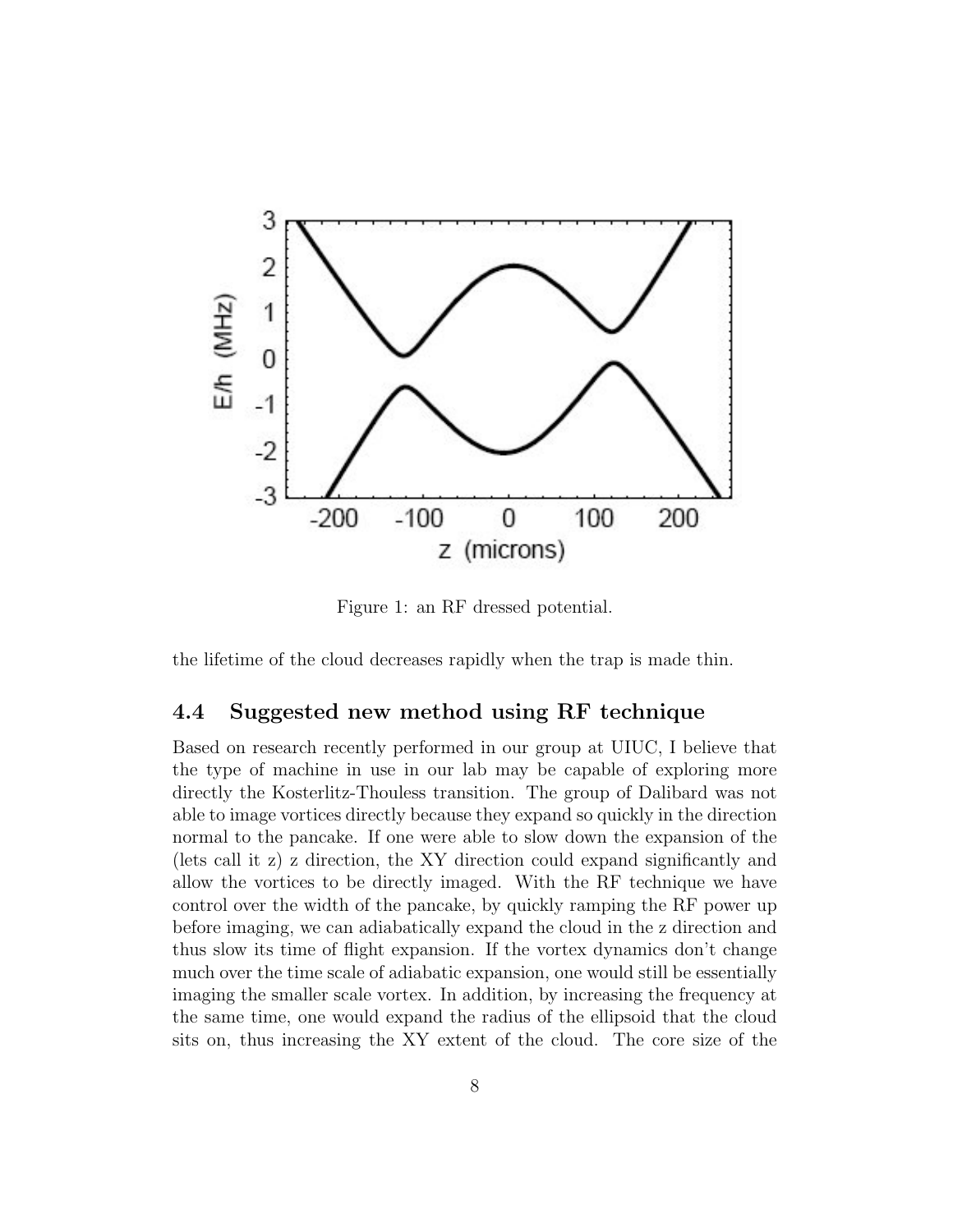Figure 1: an RF dressed potential.

the lifetime of the cloud decreases rapidly when the trap is made thin.

### 4.4 Suggested new method using RF technique

Based on research recently performed in our group at UIUC, I believe that the type of machine in use in our lab may be capable of exploring more directly the Kosterlitz-Thouless transition. The group of Dalibard was not able to image vortices directly because they expand so quickly in the direction normal to the pancake. If one were able to slow down the expansion of the (lets call it z) z direction, the XY direction could expand significantly and allow the vortices to be directly imaged. With the RF technique we have control over the width of the pancake, by quickly ramping the RF power up before imaging, we can adiabatically expand the cloud in the z direction and thus slow its time of flight expansion. If the vortex dynamics don't change much over the time scale of adiabatic expansion, one would still be essentially imaging the smaller scale vortex. In addition, by increasing the frequency at the same time, one would expand the radius of the ellipsoid that the cloud sits on, thus increasing the XY extent of the cloud. The core size of the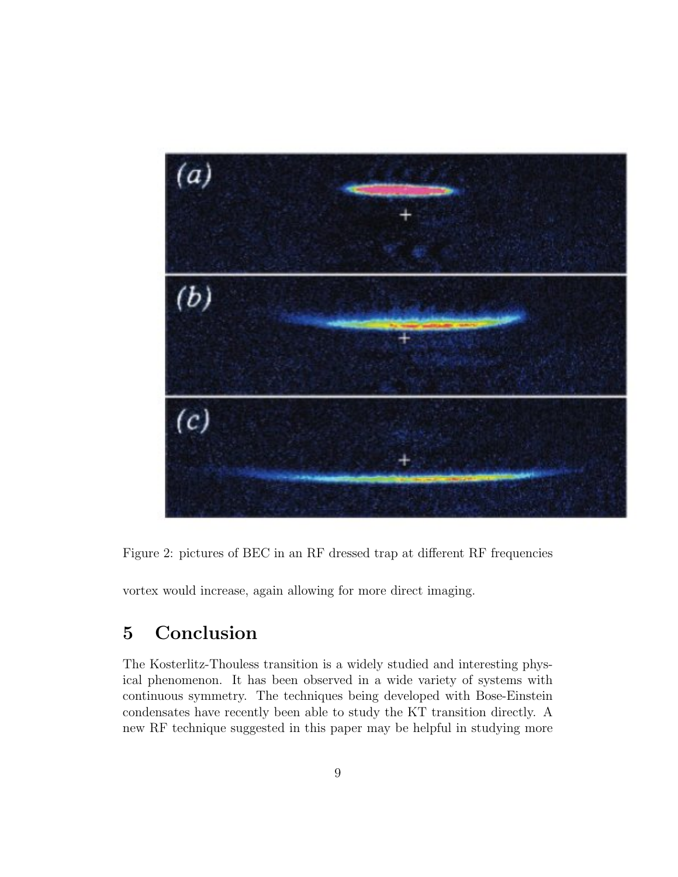Figure 2: pictures of BEC in an RF dressed trap at different RF frequencies

vortex would increase, again allowing for more direct imaging.

## 5 Conclusion

The Kosterlitz-Thouless transition is a widely studied and interesting physical phenomenon. It has been observed in a wide variety of systems with continuous symmetry. The techniques being developed with Bose-Einstein condensates have recently been able to study the KT transition directly. A new RF technique suggested in this paper may be helpful in studying more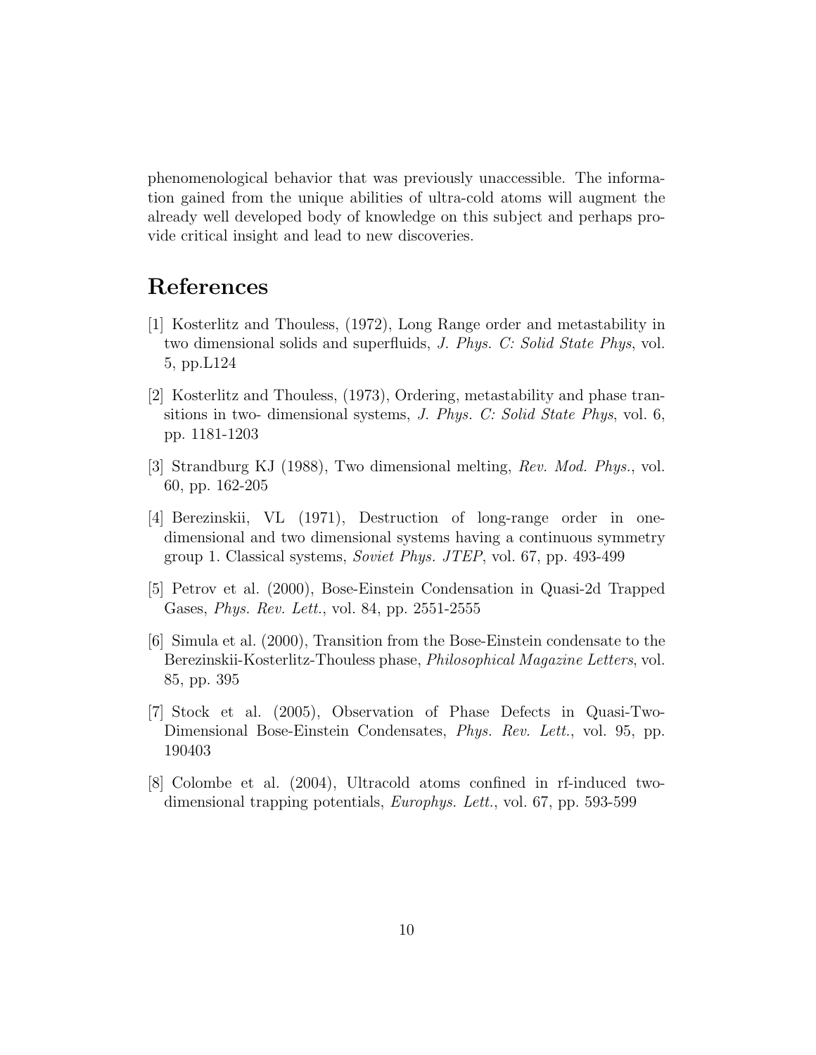phenomenological behavior that was previously unaccessible. The information gained from the unique abilities of ultra-cold atoms will augment the already well developed body of knowledge on this subject and perhaps provide critical insight and lead to new discoveries.

# References

[1] Kosterlitz and Thouless, (1972), Long Range order and metastability in two dimensional solids and superfluids, *J. Phys. C: Solid State Phys*, vol. 5, pp.L124

[2] Kosterlitz and Thouless, (1973), Ordering, metastability and phase transitions in two- dimensional systems, *J. Phys. C: Solid State Phys*, vol. 6, pp. 1181-1203

[3] Strandburg KJ (1988), Two dimensional melting, *Rev. Mod. Phys.*, vol. 60, pp. 162-205

[4] Berezinskii, VL (1971), Destruction of long-range order in one-dimensional and two dimensional systems having a continuous symmetry group 1. Classical systems, *Soviet Phys. JTEP*, vol. 67, pp. 493-499

[5] Petrov et al. (2000), Bose-Einstein Condensation in Quasi-2d Trapped Gases, *Phys. Rev. Lett.*, vol. 84, pp. 2551-2555

[6] Simula et al. (2000), Transition from the Bose-Einstein condensate to the Berezinskii-Kosterlitz-Thouless phase, *Philosophical Magazine Letters*, vol. 85, pp. 395

[7] Stock et al. (2005), Observation of Phase Defects in Quasi-Two-Dimensional Bose-Einstein Condensates, *Phys. Rev. Lett.*, vol. 95, pp. 190403

[8] Colombe et al. (2004), Ultracold atoms confined in rf-induced two-dimensional trapping potentials, *Europhys. Lett.*, vol. 67, pp. 593-599